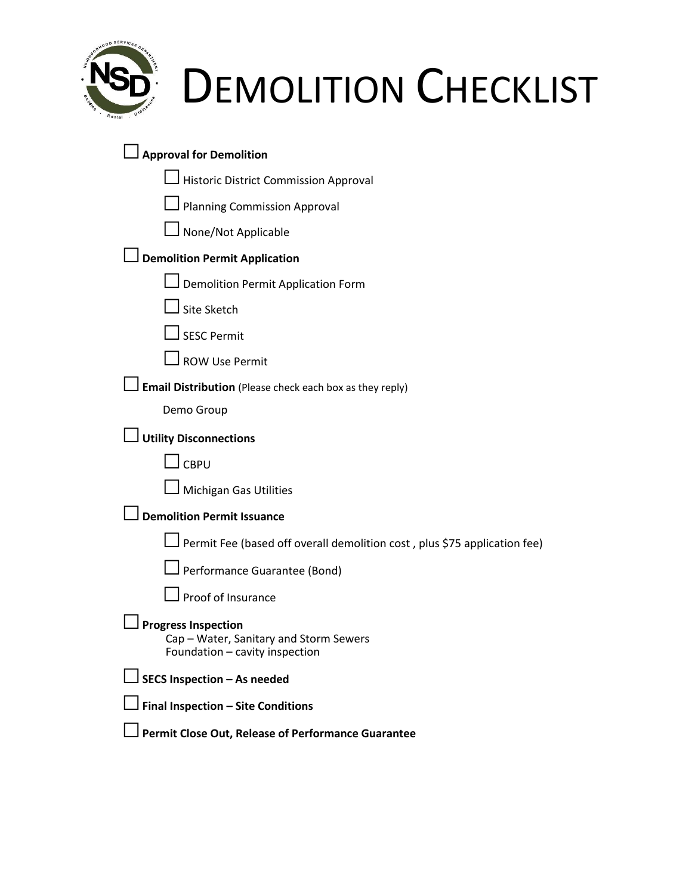# DEMOLITION CHECKLIST

- ☐ **Approval for Demolition**
  - ☐ Historic District Commission Approval
  - ☐ Planning Commission Approval
  - ☐ None/Not Applicable
- ☐ **Demolition Permit Application**
  - ☐ Demolition Permit Application Form
  - ☐ Site Sketch
  - ☐ SESC Permit
  - ☐ ROW Use Permit
- ☐ **Email Distribution** (Please check each box as they reply)
  - Demo Group
- ☐ **Utility Disconnections**
  - ☐ CBPU
  - ☐ Michigan Gas Utilities
- ☐ **Demolition Permit Issuance**
  - ☐ Permit Fee (based off overall demolition cost , plus $75 application fee)
  - ☐ Performance Guarantee (Bond)
  - ☐ Proof of Insurance
- ☐ **Progress Inspection**
  - Cap – Water, Sanitary and Storm Sewers
  - Foundation – cavity inspection
- ☐ **SECS Inspection – As needed**
- ☐ **Final Inspection – Site Conditions**
- ☐ **Permit Close Out, Release of Performance Guarantee**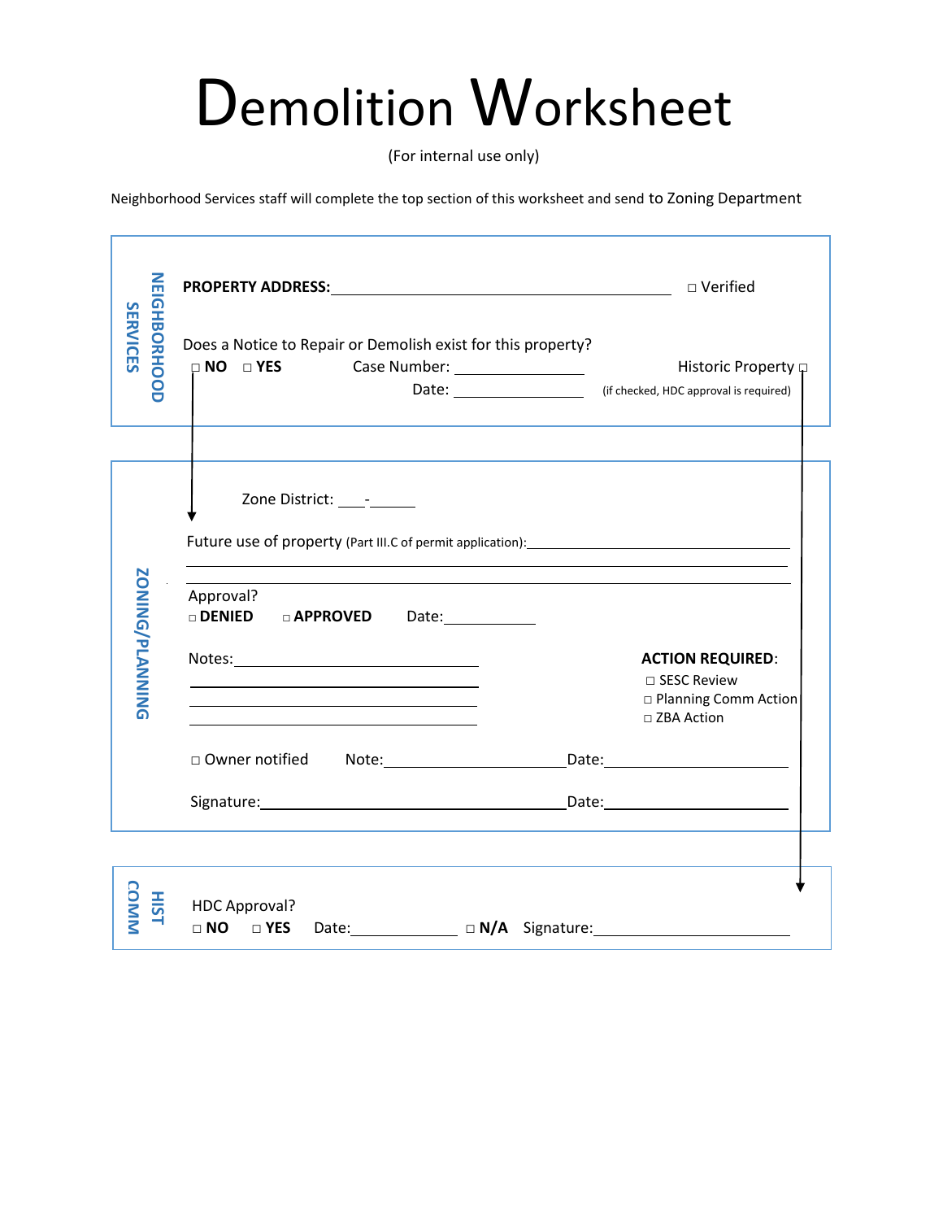# Demolition Worksheet

(For internal use only)

Neighborhood Services staff will complete the top section of this worksheet and send to Zoning Department

## NEIGHBORHOOD SERVICES

**PROPERTY ADDRESS:** \_\_\_\_\_\_\_\_\_\_\_\_\_\_\_\_\_\_\_\_\_\_\_\_\_\_\_\_\_\_\_\_\_\_\_\_ ☐ Verified

Does a Notice to Repair or Demolish exist for this property?

☐ **NO** ☐ **YES** Case Number: \_\_\_\_\_\_\_\_\_\_\_\_\_\_ Historic Property ☐

Date: \_\_\_\_\_\_\_\_\_\_\_\_\_\_ (if checked, HDC approval is required)

## ZONING/PLANNING

Zone District: \_\_\_-\_\_\_\_

Future use of property (Part III.C of permit application):\_\_\_\_\_\_\_\_\_\_\_\_\_\_\_\_\_\_\_\_\_\_\_\_\_\_\_\_\_\_\_\_

\_\_\_\_\_\_\_\_\_\_\_\_\_\_\_\_\_\_\_\_\_\_\_\_\_\_\_\_\_\_\_\_\_\_\_\_\_\_\_\_\_\_\_\_\_\_\_\_\_\_\_\_\_\_\_\_\_\_\_\_\_\_\_\_\_\_\_\_\_\_

\_\_\_\_\_\_\_\_\_\_\_\_\_\_\_\_\_\_\_\_\_\_\_\_\_\_\_\_\_\_\_\_\_\_\_\_\_\_\_\_\_\_\_\_\_\_\_\_\_\_\_\_\_\_\_\_\_\_\_\_\_\_\_\_\_\_\_\_\_\_

Approval?

☐ **DENIED** ☐ **APPROVED** Date:\_\_\_\_\_\_\_\_\_\_

Notes:\_\_\_\_\_\_\_\_\_\_\_\_\_\_\_\_\_\_\_\_\_\_\_\_\_\_\_\_\_\_\_\_

\_\_\_\_\_\_\_\_\_\_\_\_\_\_\_\_\_\_\_\_\_\_\_\_\_\_\_\_\_\_\_\_\_\_\_\_\_\_

\_\_\_\_\_\_\_\_\_\_\_\_\_\_\_\_\_\_\_\_\_\_\_\_\_\_\_\_\_\_\_\_\_\_\_\_\_\_

\_\_\_\_\_\_\_\_\_\_\_\_\_\_\_\_\_\_\_\_\_\_\_\_\_\_\_\_\_\_\_\_\_\_\_\_\_\_

**ACTION REQUIRED**:

- ☐ SESC Review
- ☐ Planning Comm Action
- ☐ ZBA Action

☐ Owner notified Note:\_\_\_\_\_\_\_\_\_\_\_\_\_\_\_\_\_\_\_\_\_\_\_\_\_Date:\_\_\_\_\_\_\_\_\_\_\_\_\_\_\_\_\_\_\_\_\_\_\_\_\_

Signature:\_\_\_\_\_\_\_\_\_\_\_\_\_\_\_\_\_\_\_\_\_\_\_\_\_\_\_\_\_\_\_\_\_\_\_\_\_\_\_\_\_\_Date:\_\_\_\_\_\_\_\_\_\_\_\_\_\_\_\_\_\_\_\_\_\_\_\_\_

## HIST COMM

HDC Approval?

☐ **NO** ☐ **YES** Date:\_\_\_\_\_\_\_\_\_\_\_\_\_\_ ☐ **N/A** Signature:\_\_\_\_\_\_\_\_\_\_\_\_\_\_\_\_\_\_\_\_\_\_\_\_\_\_\_\_\_\_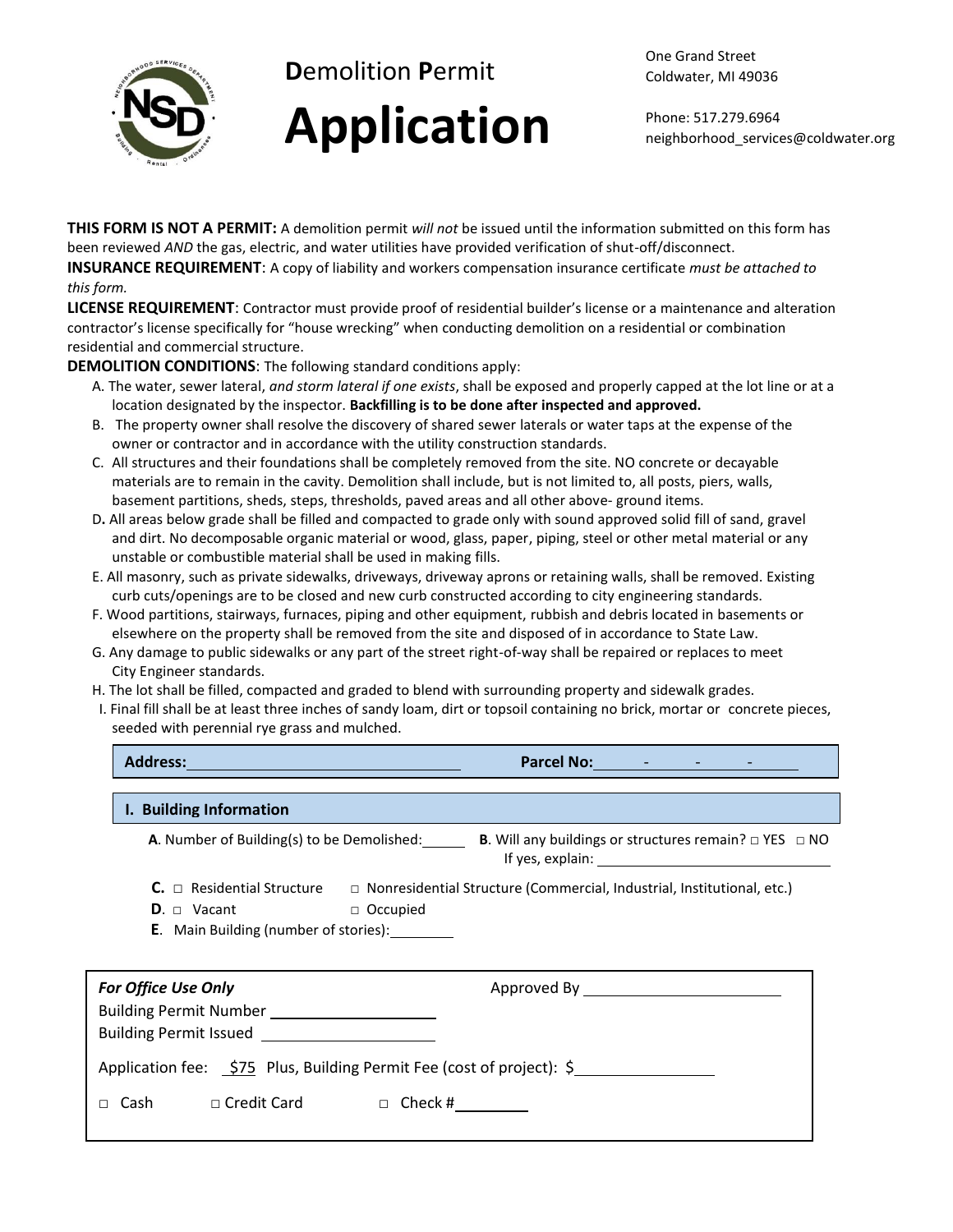# Demolition Permit Application

One Grand Street
Coldwater, MI 49036

Phone: 517.279.6964
neighborhood_services@coldwater.org

**THIS FORM IS NOT A PERMIT:** A demolition permit *will not* be issued until the information submitted on this form has been reviewed *AND* the gas, electric, and water utilities have provided verification of shut-off/disconnect.

**INSURANCE REQUIREMENT**: A copy of liability and workers compensation insurance certificate *must be attached to this form.*

**LICENSE REQUIREMENT**: Contractor must provide proof of residential builder's license or a maintenance and alteration contractor's license specifically for "house wrecking" when conducting demolition on a residential or combination residential and commercial structure.

**DEMOLITION CONDITIONS**: The following standard conditions apply:

A. The water, sewer lateral, *and storm lateral if one exists*, shall be exposed and properly capped at the lot line or at a location designated by the inspector. **Backfilling is to be done after inspected and approved.**

B. The property owner shall resolve the discovery of shared sewer laterals or water taps at the expense of the owner or contractor and in accordance with the utility construction standards.

C. All structures and their foundations shall be completely removed from the site. NO concrete or decayable materials are to remain in the cavity. Demolition shall include, but is not limited to, all posts, piers, walls, basement partitions, sheds, steps, thresholds, paved areas and all other above- ground items.

D. All areas below grade shall be filled and compacted to grade only with sound approved solid fill of sand, gravel and dirt. No decomposable organic material or wood, glass, paper, piping, steel or other metal material or any unstable or combustible material shall be used in making fills.

E. All masonry, such as private sidewalks, driveways, driveway aprons or retaining walls, shall be removed. Existing curb cuts/openings are to be closed and new curb constructed according to city engineering standards.

F. Wood partitions, stairways, furnaces, piping and other equipment, rubbish and debris located in basements or elsewhere on the property shall be removed from the site and disposed of in accordance to State Law.

G. Any damage to public sidewalks or any part of the street right-of-way shall be repaired or replaces to meet City Engineer standards.

H. The lot shall be filled, compacted and graded to blend with surrounding property and sidewalk grades.

I. Final fill shall be at least three inches of sandy loam, dirt or topsoil containing no brick, mortar or concrete pieces, seeded with perennial rye grass and mulched.

**Address:** ______________________ **Parcel No:** ____ - ____ - ____ - ____

## I. Building Information

**A**. Number of Building(s) to be Demolished: ______

**B**. Will any buildings or structures remain? □ YES □ NO
If yes, explain: ______________________

**C.** □ Residential Structure □ Nonresidential Structure (Commercial, Industrial, Institutional, etc.)

**D**. □ Vacant □ Occupied

**E**. Main Building (number of stories): ________

***For Office Use Only***

Approved By ______________________

Building Permit Number ______________________

Building Permit Issued ______________________

Application fee: $75 Plus, Building Permit Fee (cost of project): $______________

□ Cash □ Credit Card □ Check # ________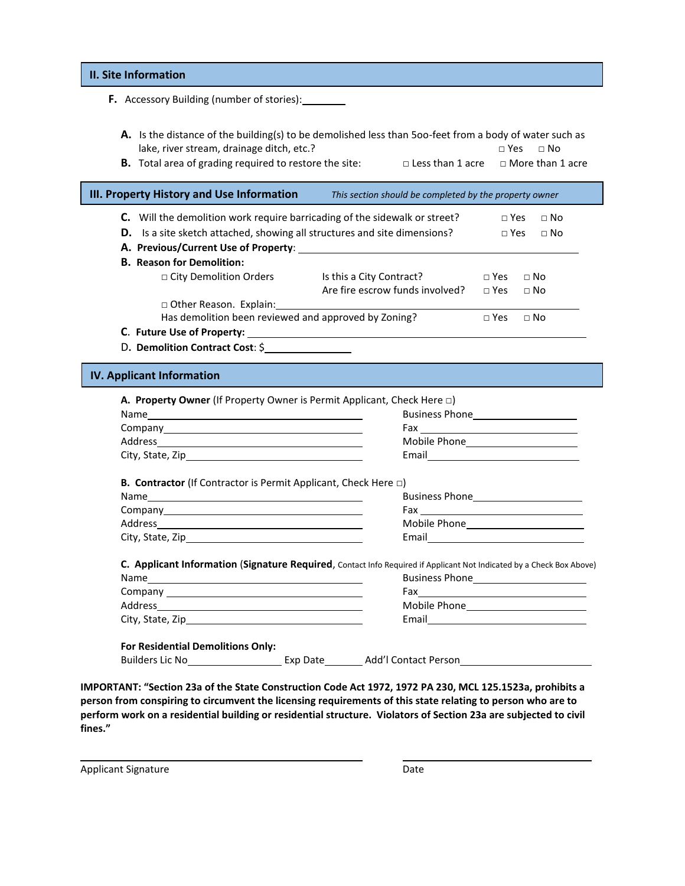## II. Site Information

**F.** Accessory Building (number of stories):________

**A.** Is the distance of the building(s) to be demolished less than 5oo-feet from a body of water such as lake, river stream, drainage ditch, etc.? □ Yes □ No

**B.** Total area of grading required to restore the site: □ Less than 1 acre □ More than 1 acre

## III. Property History and Use Information

*This section should be completed by the property owner*

**C.** Will the demolition work require barricading of the sidewalk or street? □ Yes □ No

**D.** Is a site sketch attached, showing all structures and site dimensions? □ Yes □ No

**A. Previous/Current Use of Property**: ________________________________

**B. Reason for Demolition:**

□ City Demolition Orders — Is this a City Contract? □ Yes □ No
Are fire escrow funds involved? □ Yes □ No

□ Other Reason. Explain:________________________________

Has demolition been reviewed and approved by Zoning? □ Yes □ No

**C. Future Use of Property:** ________________________________

D. **Demolition Contract Cost**: $______________

## IV. Applicant Information

**A. Property Owner** (If Property Owner is Permit Applicant, Check Here □)

Name________________________ Business Phone________________
Company________________________ Fax________________
Address________________________ Mobile Phone________________
City, State, Zip________________________ Email________________

**B. Contractor** (If Contractor is Permit Applicant, Check Here □)

Name________________________ Business Phone________________
Company________________________ Fax________________
Address________________________ Mobile Phone________________
City, State, Zip________________________ Email________________

**C. Applicant Information** (**Signature Required**, Contact Info Required if Applicant Not Indicated by a Check Box Above)

Name________________________ Business Phone________________
Company________________________ Fax________________
Address________________________ Mobile Phone________________
City, State, Zip________________________ Email________________

**For Residential Demolitions Only:**

Builders Lic No______________ Exp Date________ Add'l Contact Person________________

**IMPORTANT: "Section 23a of the State Construction Code Act 1972, 1972 PA 230, MCL 125.1523a, prohibits a person from conspiring to circumvent the licensing requirements of this state relating to person who are to perform work on a residential building or residential structure. Violators of Section 23a are subjected to civil fines."**

________________________ ________________
Applicant Signature Date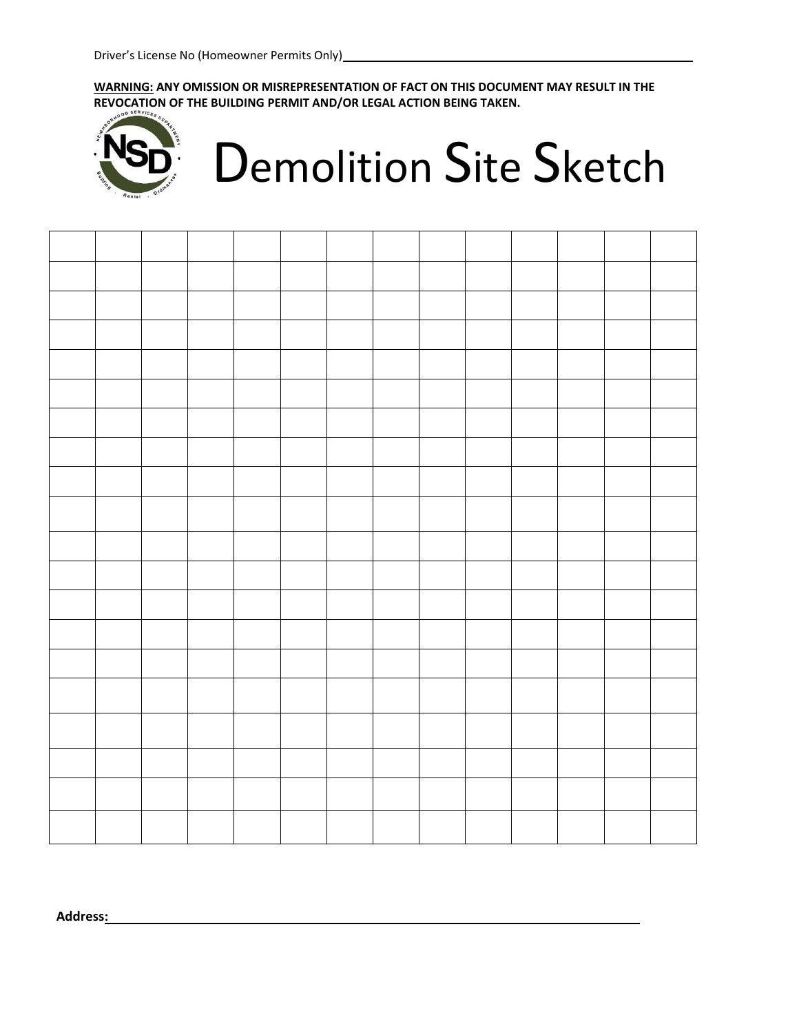Driver's License No (Homeowner Permits Only)\_\_\_\_\_\_\_\_\_\_\_\_\_\_\_\_\_\_\_\_\_\_\_\_\_\_\_\_\_\_\_\_\_\_\_\_\_\_\_\_\_\_\_\_

**<u>WARNING:</u> ANY OMISSION OR MISREPRESENTATION OF FACT ON THIS DOCUMENT MAY RESULT IN THE REVOCATION OF THE BUILDING PERMIT AND/OR LEGAL ACTION BEING TAKEN.**

# Demolition Site Sketch

| | | | | | | | | | | | | | |
|---|---|---|---|---|---|---|---|---|---|---|---|---|---|
| | | | | | | | | | | | | | |
| | | | | | | | | | | | | | |
| | | | | | | | | | | | | | |
| | | | | | | | | | | | | | |
| | | | | | | | | | | | | | |
| | | | | | | | | | | | | | |
| | | | | | | | | | | | | | |
| | | | | | | | | | | | | | |
| | | | | | | | | | | | | | |
| | | | | | | | | | | | | | |
| | | | | | | | | | | | | | |
| | | | | | | | | | | | | | |
| | | | | | | | | | | | | | |
| | | | | | | | | | | | | | |
| | | | | | | | | | | | | | |
| | | | | | | | | | | | | | |
| | | | | | | | | | | | | | |
| | | | | | | | | | | | | | |
| | | | | | | | | | | | | | |
| | | | | | | | | | | | | | |

**Address:**\_\_\_\_\_\_\_\_\_\_\_\_\_\_\_\_\_\_\_\_\_\_\_\_\_\_\_\_\_\_\_\_\_\_\_\_\_\_\_\_\_\_\_\_\_\_\_\_\_\_\_\_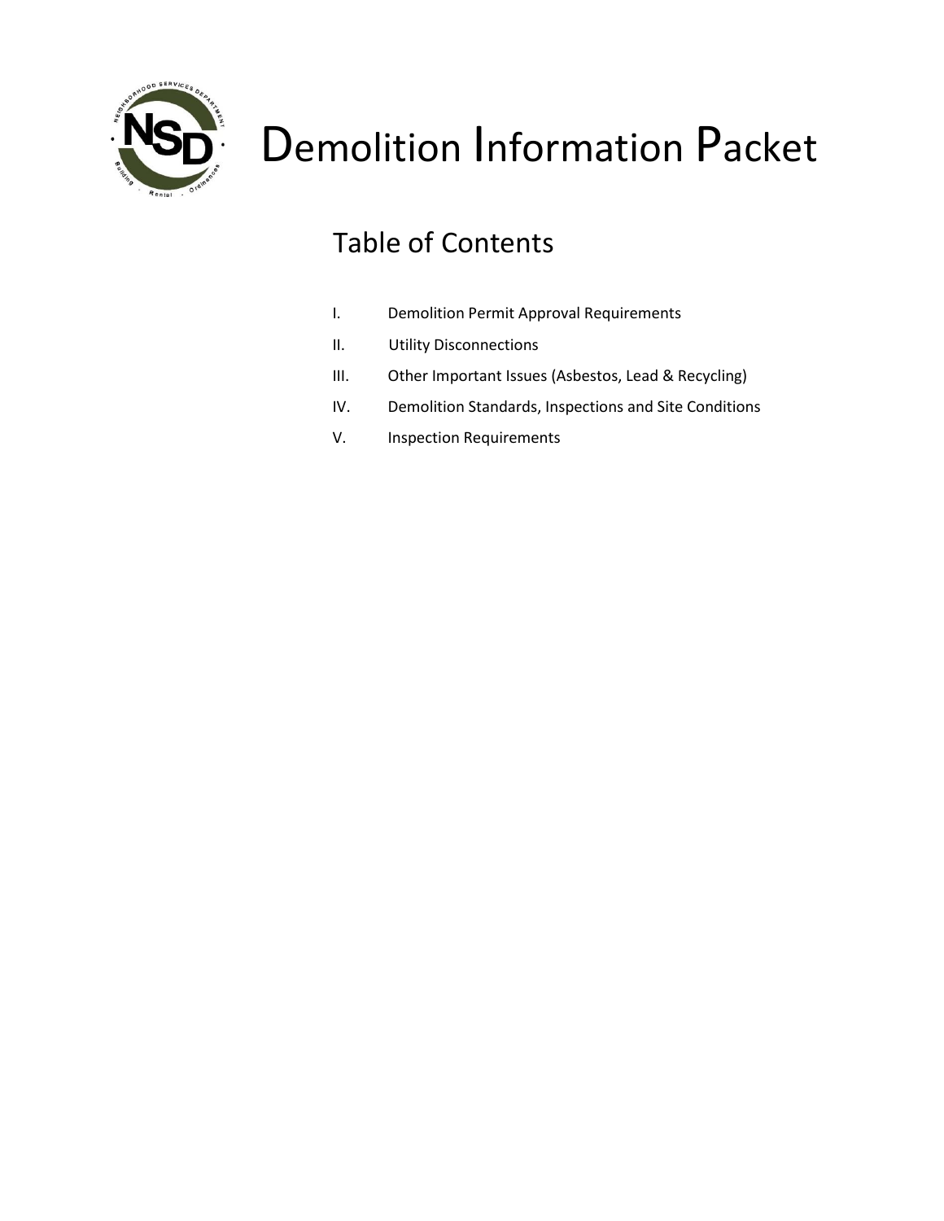# Demolition Information Packet

## Table of Contents

I. Demolition Permit Approval Requirements

II. Utility Disconnections

III. Other Important Issues (Asbestos, Lead & Recycling)

IV. Demolition Standards, Inspections and Site Conditions

V. Inspection Requirements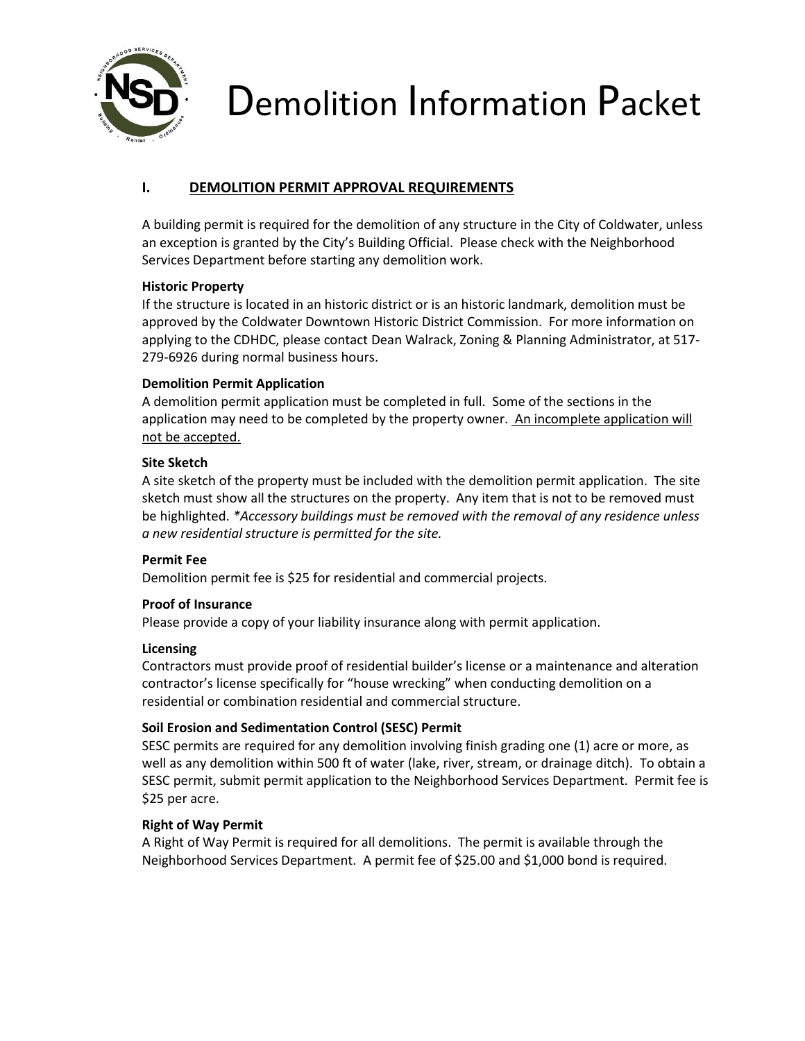# Demolition Information Packet

## I. DEMOLITION PERMIT APPROVAL REQUIREMENTS

A building permit is required for the demolition of any structure in the City of Coldwater, unless an exception is granted by the City's Building Official. Please check with the Neighborhood Services Department before starting any demolition work.

**Historic Property**

If the structure is located in an historic district or is an historic landmark, demolition must be approved by the Coldwater Downtown Historic District Commission. For more information on applying to the CDHDC, please contact Dean Walrack, Zoning & Planning Administrator, at 517-279-6926 during normal business hours.

**Demolition Permit Application**

A demolition permit application must be completed in full. Some of the sections in the application may need to be completed by the property owner. <u>An incomplete application will not be accepted.</u>

**Site Sketch**

A site sketch of the property must be included with the demolition permit application. The site sketch must show all the structures on the property. Any item that is not to be removed must be highlighted. *\*Accessory buildings must be removed with the removal of any residence unless a new residential structure is permitted for the site.*

**Permit Fee**

Demolition permit fee is $25 for residential and commercial projects.

**Proof of Insurance**

Please provide a copy of your liability insurance along with permit application.

**Licensing**

Contractors must provide proof of residential builder's license or a maintenance and alteration contractor's license specifically for "house wrecking" when conducting demolition on a residential or combination residential and commercial structure.

**Soil Erosion and Sedimentation Control (SESC) Permit**

SESC permits are required for any demolition involving finish grading one (1) acre or more, as well as any demolition within 500 ft of water (lake, river, stream, or drainage ditch). To obtain a SESC permit, submit permit application to the Neighborhood Services Department. Permit fee is $25 per acre.

**Right of Way Permit**

A Right of Way Permit is required for all demolitions. The permit is available through the Neighborhood Services Department. A permit fee of $25.00 and $1,000 bond is required.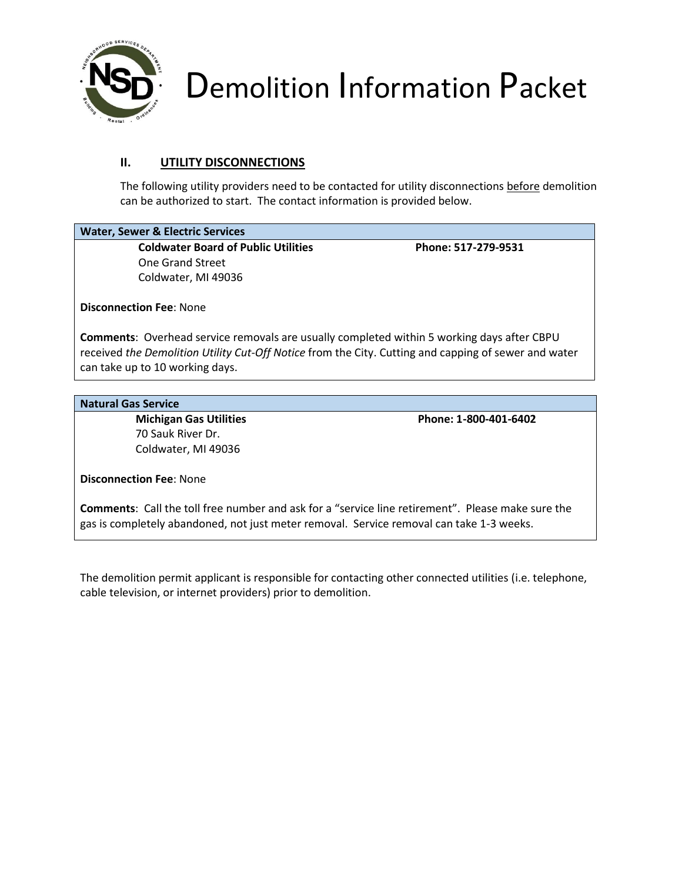# Demolition Information Packet

## II. UTILITY DISCONNECTIONS

The following utility providers need to be contacted for utility disconnections before demolition can be authorized to start. The contact information is provided below.

| Water, Sewer & Electric Services | |
|---|---|
| **Coldwater Board of Public Utilities**<br>One Grand Street<br>Coldwater, MI 49036 | **Phone: 517-279-9531** |
| **Disconnection Fee**: None | |
| **Comments**: Overhead service removals are usually completed within 5 working days after CBPU received *the Demolition Utility Cut-Off Notice* from the City. Cutting and capping of sewer and water can take up to 10 working days. | |

| Natural Gas Service | |
|---|---|
| **Michigan Gas Utilities**<br>70 Sauk River Dr.<br>Coldwater, MI 49036 | **Phone: 1-800-401-6402** |
| **Disconnection Fee**: None | |
| **Comments**: Call the toll free number and ask for a "service line retirement". Please make sure the gas is completely abandoned, not just meter removal. Service removal can take 1-3 weeks. | |

The demolition permit applicant is responsible for contacting other connected utilities (i.e. telephone, cable television, or internet providers) prior to demolition.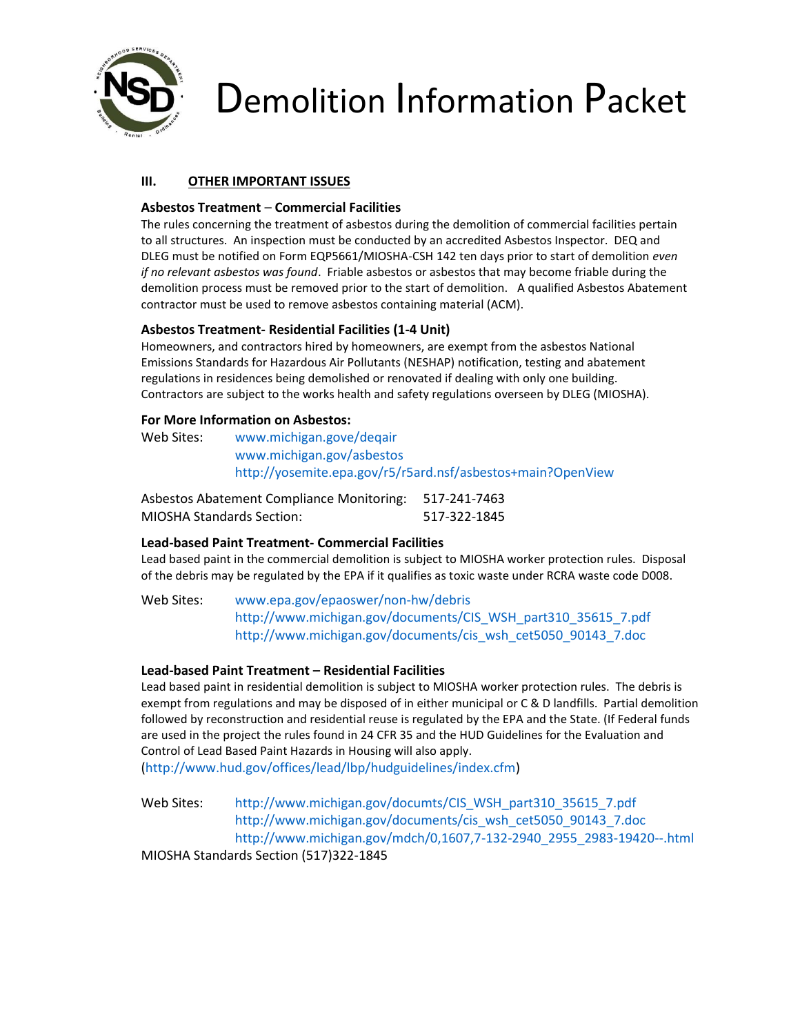# Demolition Information Packet

## III. OTHER IMPORTANT ISSUES

### Asbestos Treatment – Commercial Facilities

The rules concerning the treatment of asbestos during the demolition of commercial facilities pertain to all structures. An inspection must be conducted by an accredited Asbestos Inspector. DEQ and DLEG must be notified on Form EQP5661/MIOSHA-CSH 142 ten days prior to start of demolition *even if no relevant asbestos was found*. Friable asbestos or asbestos that may become friable during the demolition process must be removed prior to the start of demolition. A qualified Asbestos Abatement contractor must be used to remove asbestos containing material (ACM).

### Asbestos Treatment- Residential Facilities (1-4 Unit)

Homeowners, and contractors hired by homeowners, are exempt from the asbestos National Emissions Standards for Hazardous Air Pollutants (NESHAP) notification, testing and abatement regulations in residences being demolished or renovated if dealing with only one building. Contractors are subject to the works health and safety regulations overseen by DLEG (MIOSHA).

### For More Information on Asbestos:

Web Sites: www.michigan.gove/deqair
www.michigan.gov/asbestos
http://yosemite.epa.gov/r5/r5ard.nsf/asbestos+main?OpenView

Asbestos Abatement Compliance Monitoring: 517-241-7463
MIOSHA Standards Section: 517-322-1845

### Lead-based Paint Treatment- Commercial Facilities

Lead based paint in the commercial demolition is subject to MIOSHA worker protection rules. Disposal of the debris may be regulated by the EPA if it qualifies as toxic waste under RCRA waste code D008.

Web Sites: www.epa.gov/epaoswer/non-hw/debris
http://www.michigan.gov/documents/CIS_WSH_part310_35615_7.pdf
http://www.michigan.gov/documents/cis_wsh_cet5050_90143_7.doc

### Lead-based Paint Treatment – Residential Facilities

Lead based paint in residential demolition is subject to MIOSHA worker protection rules. The debris is exempt from regulations and may be disposed of in either municipal or C & D landfills. Partial demolition followed by reconstruction and residential reuse is regulated by the EPA and the State. (If Federal funds are used in the project the rules found in 24 CFR 35 and the HUD Guidelines for the Evaluation and Control of Lead Based Paint Hazards in Housing will also apply. (http://www.hud.gov/offices/lead/lbp/hudguidelines/index.cfm)

Web Sites: http://www.michigan.gov/documts/CIS_WSH_part310_35615_7.pdf
http://www.michigan.gov/documents/cis_wsh_cet5050_90143_7.doc
http://www.michigan.gov/mdch/0,1607,7-132-2940_2955_2983-19420--.html

MIOSHA Standards Section (517)322-1845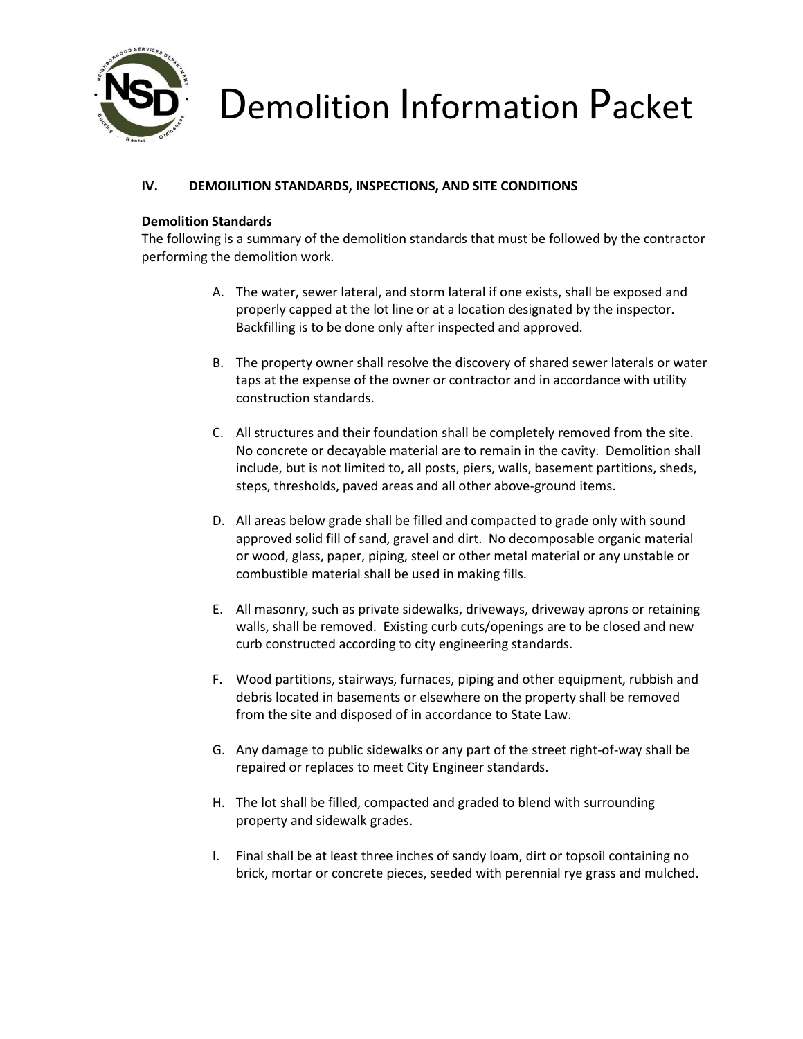# Demolition Information Packet

## IV. DEMOILITION STANDARDS, INSPECTIONS, AND SITE CONDITIONS

**Demolition Standards**

The following is a summary of the demolition standards that must be followed by the contractor performing the demolition work.

A. The water, sewer lateral, and storm lateral if one exists, shall be exposed and properly capped at the lot line or at a location designated by the inspector. Backfilling is to be done only after inspected and approved.

B. The property owner shall resolve the discovery of shared sewer laterals or water taps at the expense of the owner or contractor and in accordance with utility construction standards.

C. All structures and their foundation shall be completely removed from the site. No concrete or decayable material are to remain in the cavity. Demolition shall include, but is not limited to, all posts, piers, walls, basement partitions, sheds, steps, thresholds, paved areas and all other above-ground items.

D. All areas below grade shall be filled and compacted to grade only with sound approved solid fill of sand, gravel and dirt. No decomposable organic material or wood, glass, paper, piping, steel or other metal material or any unstable or combustible material shall be used in making fills.

E. All masonry, such as private sidewalks, driveways, driveway aprons or retaining walls, shall be removed. Existing curb cuts/openings are to be closed and new curb constructed according to city engineering standards.

F. Wood partitions, stairways, furnaces, piping and other equipment, rubbish and debris located in basements or elsewhere on the property shall be removed from the site and disposed of in accordance to State Law.

G. Any damage to public sidewalks or any part of the street right-of-way shall be repaired or replaces to meet City Engineer standards.

H. The lot shall be filled, compacted and graded to blend with surrounding property and sidewalk grades.

I. Final shall be at least three inches of sandy loam, dirt or topsoil containing no brick, mortar or concrete pieces, seeded with perennial rye grass and mulched.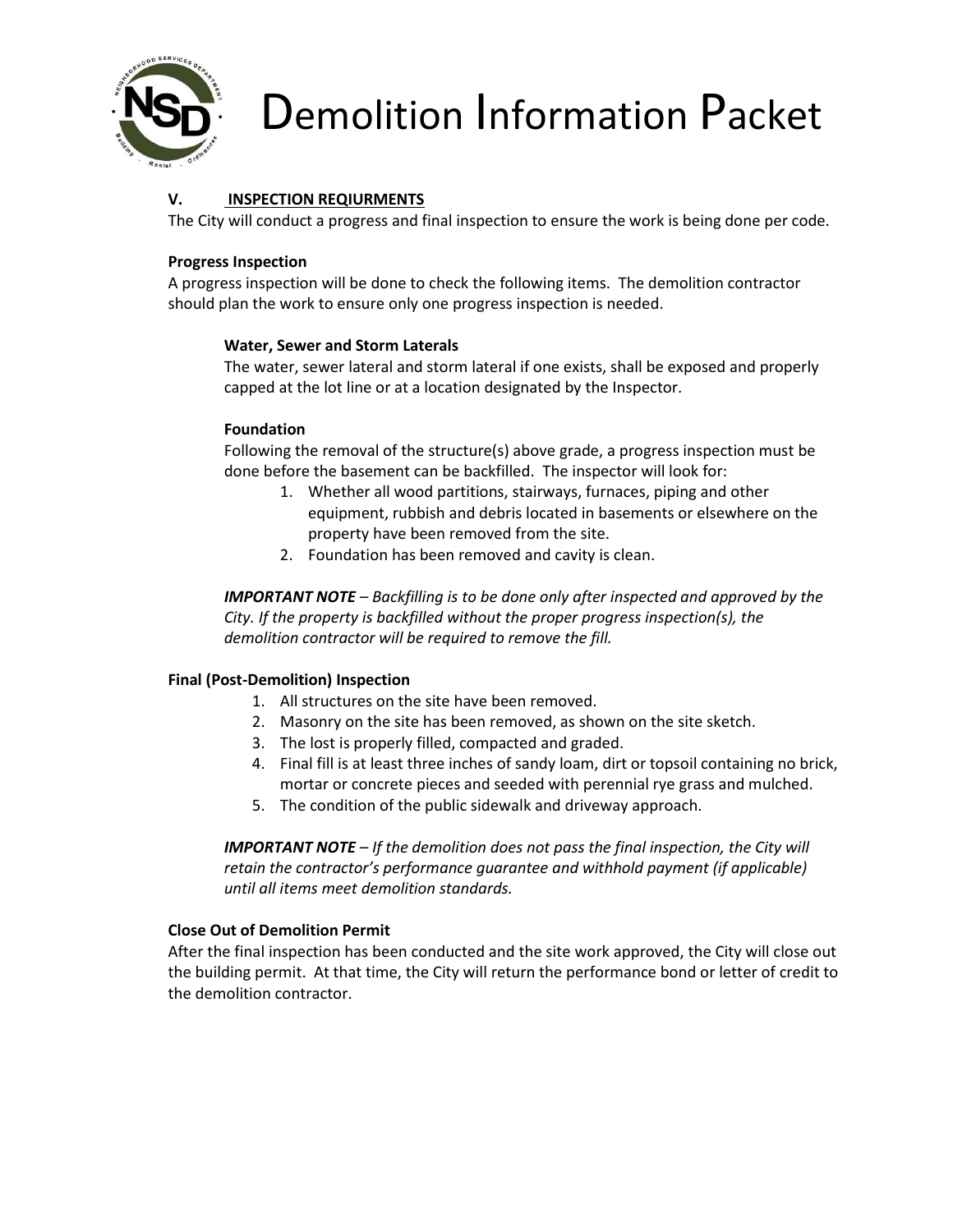# Demolition Information Packet

## V. INSPECTION REQIURMENTS

The City will conduct a progress and final inspection to ensure the work is being done per code.

### Progress Inspection

A progress inspection will be done to check the following items. The demolition contractor should plan the work to ensure only one progress inspection is needed.

**Water, Sewer and Storm Laterals**

The water, sewer lateral and storm lateral if one exists, shall be exposed and properly capped at the lot line or at a location designated by the Inspector.

**Foundation**

Following the removal of the structure(s) above grade, a progress inspection must be done before the basement can be backfilled. The inspector will look for:

1. Whether all wood partitions, stairways, furnaces, piping and other equipment, rubbish and debris located in basements or elsewhere on the property have been removed from the site.
2. Foundation has been removed and cavity is clean.

***IMPORTANT NOTE*** *– Backfilling is to be done only after inspected and approved by the City. If the property is backfilled without the proper progress inspection(s), the demolition contractor will be required to remove the fill.*

### Final (Post-Demolition) Inspection

1. All structures on the site have been removed.
2. Masonry on the site has been removed, as shown on the site sketch.
3. The lost is properly filled, compacted and graded.
4. Final fill is at least three inches of sandy loam, dirt or topsoil containing no brick, mortar or concrete pieces and seeded with perennial rye grass and mulched.
5. The condition of the public sidewalk and driveway approach.

***IMPORTANT NOTE*** *– If the demolition does not pass the final inspection, the City will retain the contractor's performance guarantee and withhold payment (if applicable) until all items meet demolition standards.*

### Close Out of Demolition Permit

After the final inspection has been conducted and the site work approved, the City will close out the building permit. At that time, the City will return the performance bond or letter of credit to the demolition contractor.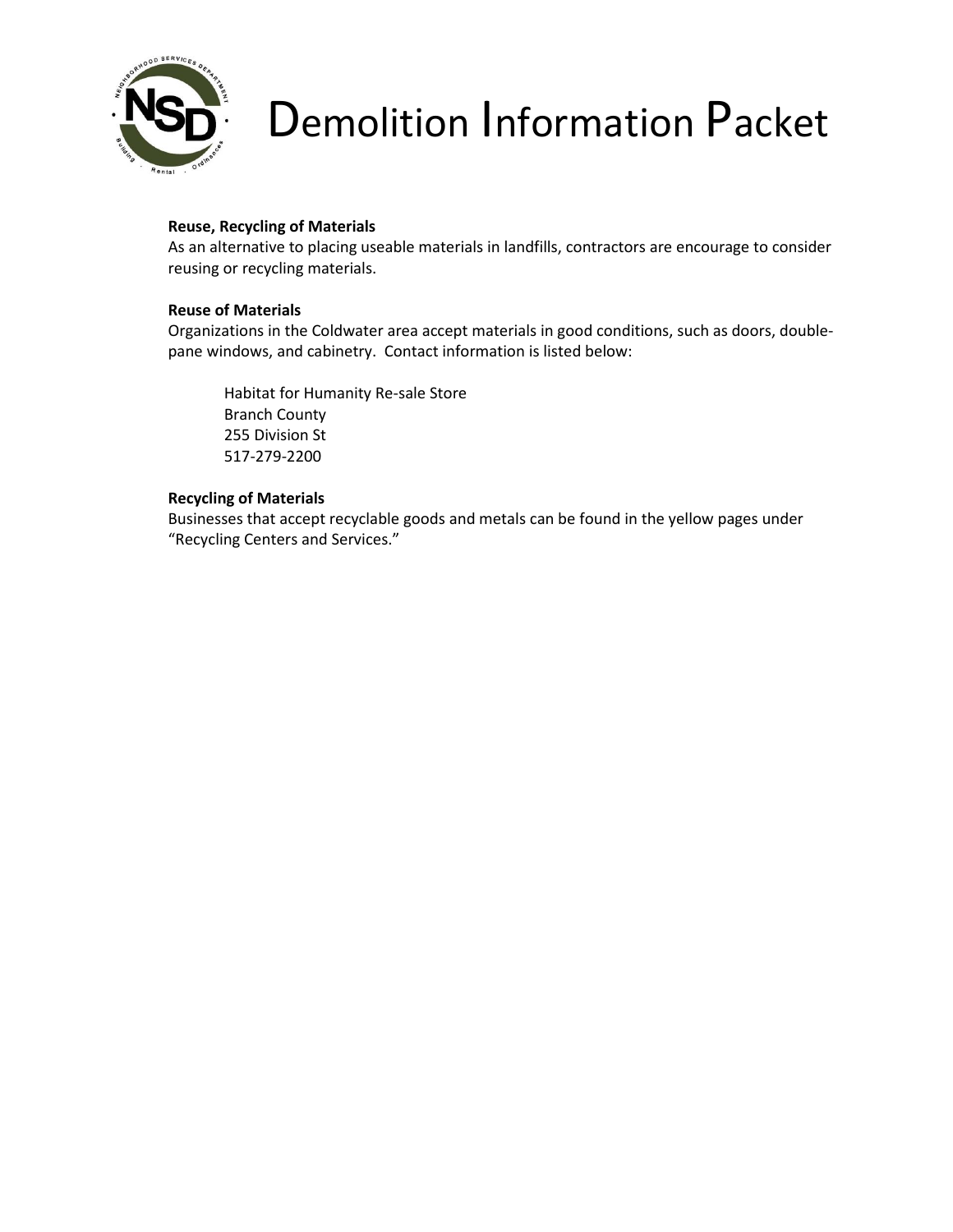# Demolition Information Packet

**Reuse, Recycling of Materials**

As an alternative to placing useable materials in landfills, contractors are encourage to consider reusing or recycling materials.

**Reuse of Materials**

Organizations in the Coldwater area accept materials in good conditions, such as doors, double-pane windows, and cabinetry. Contact information is listed below:

> Habitat for Humanity Re-sale Store
> Branch County
> 255 Division St
> 517-279-2200

**Recycling of Materials**

Businesses that accept recyclable goods and metals can be found in the yellow pages under "Recycling Centers and Services."